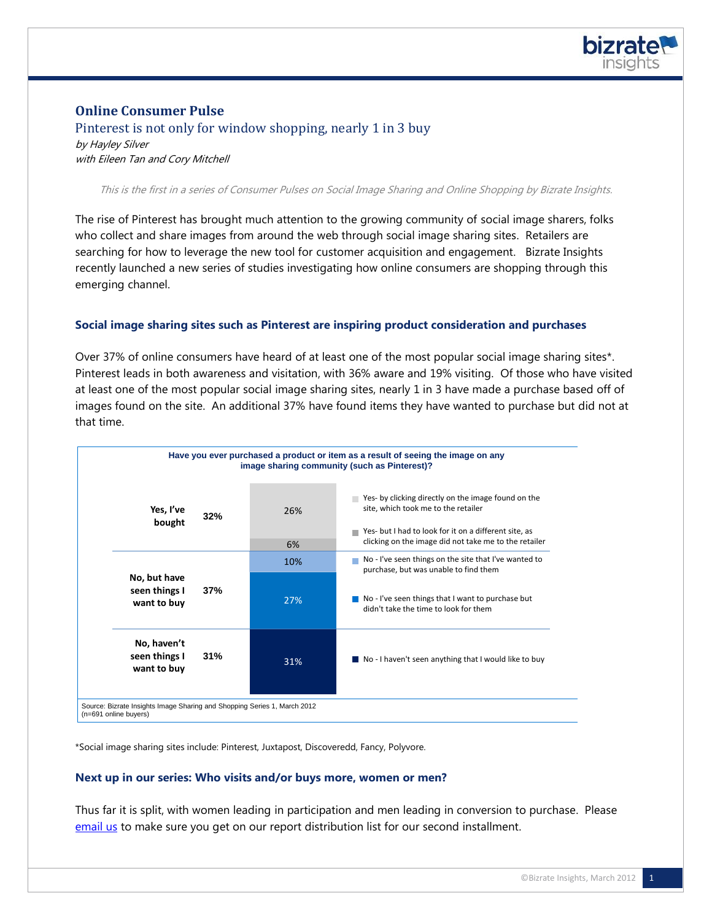# Online Consumer Pulse

## Pinterest is not only for window shopping, nearly 1 in 3 buy

*by Hayley Silver*
*with Eileen Tan and Cory Mitchell*

*This is the first in a series of Consumer Pulses on Social Image Sharing and Online Shopping by Bizrate Insights.*

The rise of Pinterest has brought much attention to the growing community of social image sharers, folks who collect and share images from around the web through social image sharing sites. Retailers are searching for how to leverage the new tool for customer acquisition and engagement. Bizrate Insights recently launched a new series of studies investigating how online consumers are shopping through this emerging channel.

### Social image sharing sites such as Pinterest are inspiring product consideration and purchases

Over 37% of online consumers have heard of at least one of the most popular social image sharing sites*. Pinterest leads in both awareness and visitation, with 36% aware and 19% visiting. Of those who have visited at least one of the most popular social image sharing sites, nearly 1 in 3 have made a purchase based off of images found on the site. An additional 37% have found items they have wanted to purchase but did not at that time.

**Have you ever purchased a product or item as a result of seeing the image on any image sharing community (such as Pinterest)?**

| Response | Total | Breakdown | Detail |
|---|---|---|---|
| Yes, I've bought | 32% | 26% | Yes- by clicking directly on the image found on the site, which took me to the retailer |
| | | 6% | Yes- but I had to look for it on a different site, as clicking on the image did not take me to the retailer |
| No, but have seen things I want to buy | 37% | 10% | No - I've seen things on the site that I've wanted to purchase, but was unable to find them |
| | | 27% | No - I've seen things that I want to purchase but didn't take the time to look for them |
| No, haven't seen things I want to buy | 31% | 31% | No - I haven't seen anything that I would like to buy |

Source: Bizrate Insights Image Sharing and Shopping Series 1, March 2012
(n=691 online buyers)

*Social image sharing sites include: Pinterest, Juxtapost, Discoveredd, Fancy, Polyvore.

### Next up in our series: Who visits and/or buys more, women or men?

Thus far it is split, with women leading in participation and men leading in conversion to purchase. Please [email us](#) to make sure you get on our report distribution list for our second installment.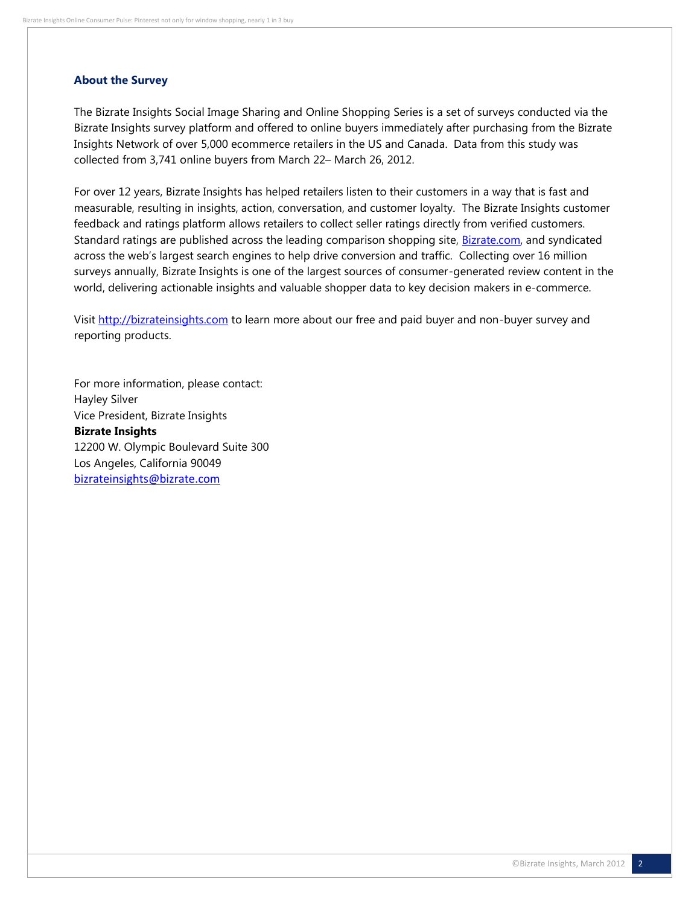## About the Survey

The Bizrate Insights Social Image Sharing and Online Shopping Series is a set of surveys conducted via the Bizrate Insights survey platform and offered to online buyers immediately after purchasing from the Bizrate Insights Network of over 5,000 ecommerce retailers in the US and Canada. Data from this study was collected from 3,741 online buyers from March 22– March 26, 2012.

For over 12 years, Bizrate Insights has helped retailers listen to their customers in a way that is fast and measurable, resulting in insights, action, conversation, and customer loyalty. The Bizrate Insights customer feedback and ratings platform allows retailers to collect seller ratings directly from verified customers. Standard ratings are published across the leading comparison shopping site, [Bizrate.com](http://Bizrate.com), and syndicated across the web's largest search engines to help drive conversion and traffic. Collecting over 16 million surveys annually, Bizrate Insights is one of the largest sources of consumer-generated review content in the world, delivering actionable insights and valuable shopper data to key decision makers in e-commerce.

Visit [http://bizrateinsights.com](http://bizrateinsights.com) to learn more about our free and paid buyer and non-buyer survey and reporting products.

For more information, please contact:
Hayley Silver
Vice President, Bizrate Insights
**Bizrate Insights**
12200 W. Olympic Boulevard Suite 300
Los Angeles, California 90049
[bizrateinsights@bizrate.com](mailto:bizrateinsights@bizrate.com)